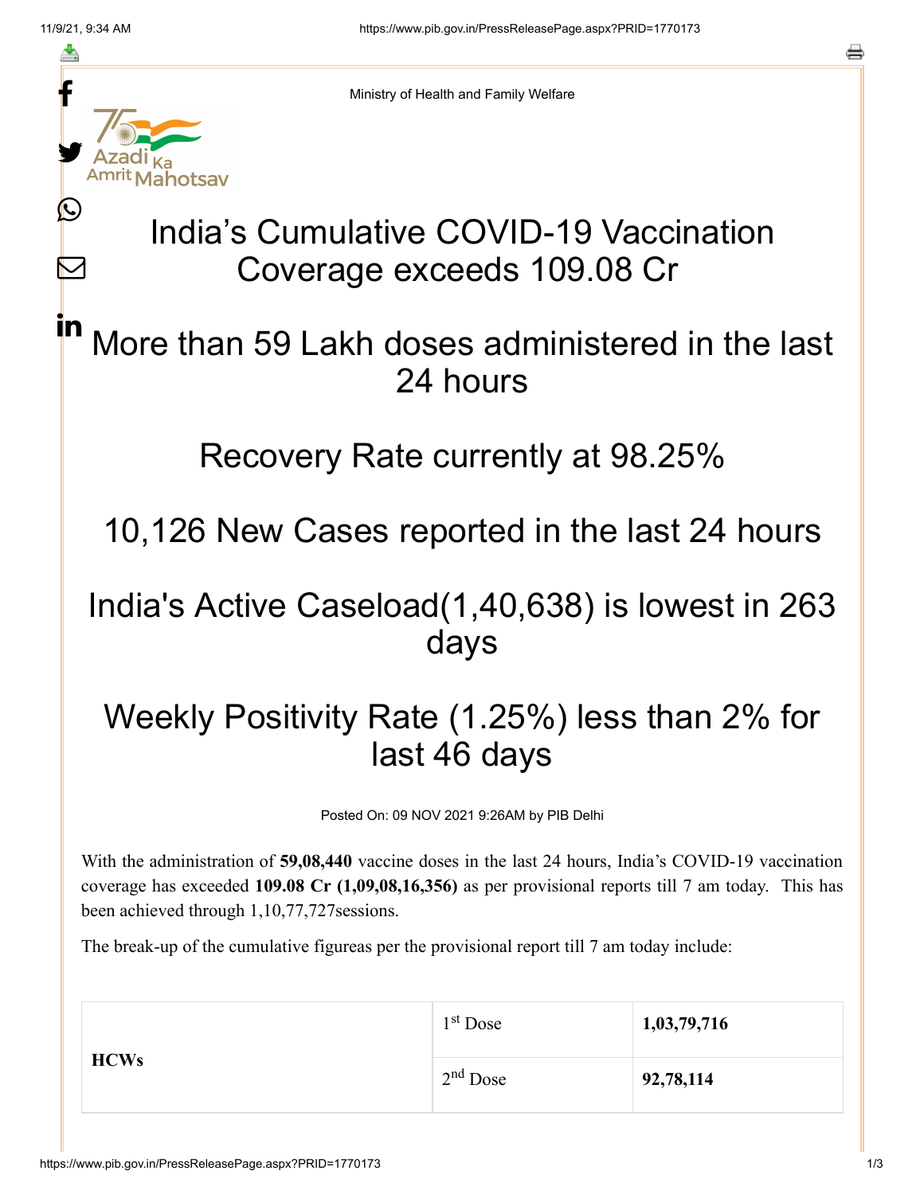Ministry of Health and Family Welfare

# India's Cumulative COVID-19 Vaccination Coverage exceeds 109.08 Cr

## More than 59 Lakh doses administered in the last 24 hours

## Recovery Rate currently at 98.25%

## 10,126 New Cases reported in the last 24 hours

## India's Active Caseload(1,40,638) is lowest in 263 days

## Weekly Positivity Rate (1.25%) less than 2% for last 46 days

Posted On: 09 NOV 2021 9:26AM by PIB Delhi

With the administration of **59,08,440** vaccine doses in the last 24 hours, India's COVID-19 vaccination coverage has exceeded **109.08 Cr (1,09,08,16,356)** as per provisional reports till 7 am today. This has been achieved through 1,10,77,727sessions.

The break-up of the cumulative figureas per the provisional report till 7 am today include:

| | | |
|---|---|---|
| **HCWs** | 1st Dose | **1,03,79,716** |
| | 2nd Dose | **92,78,114** |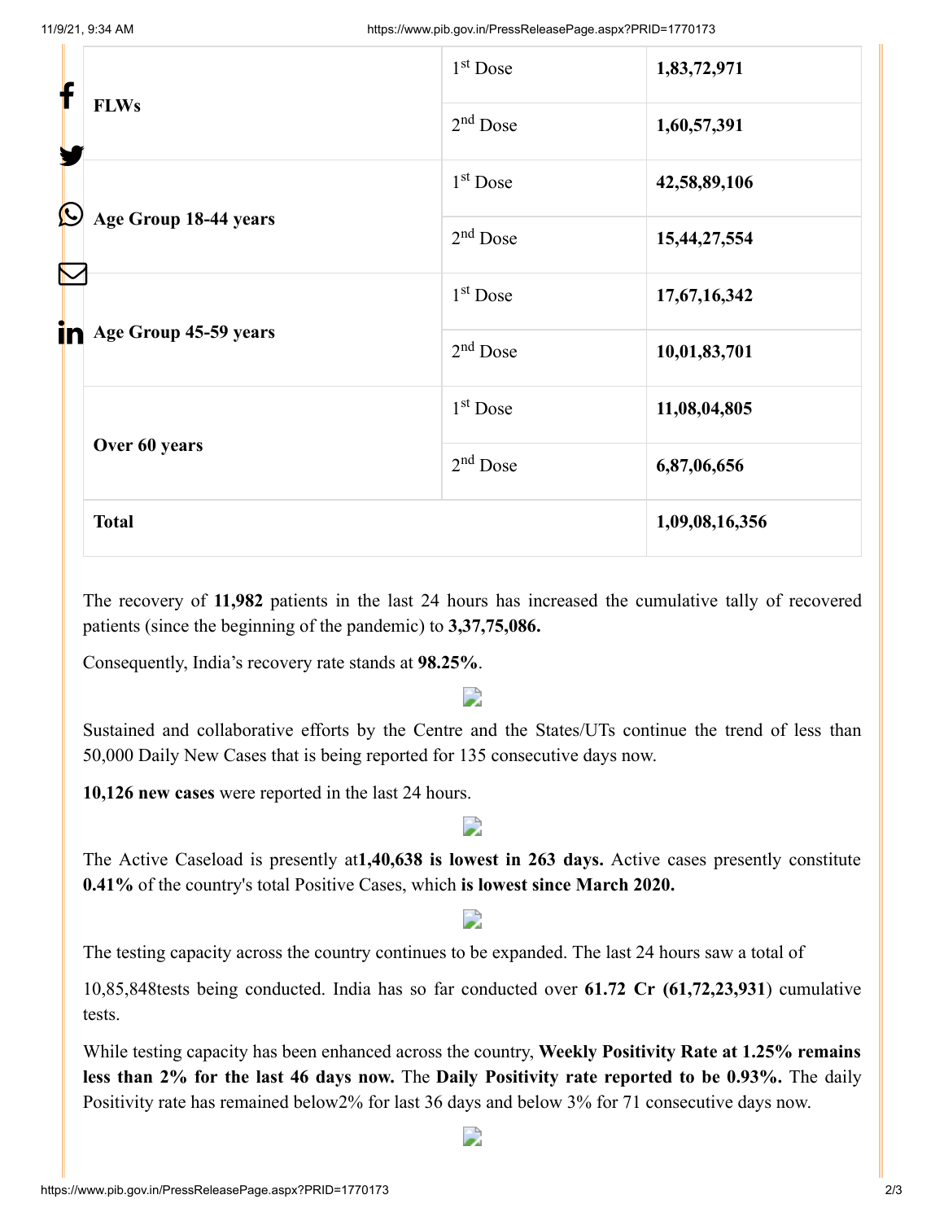| | | |
|---|---|---|
| **FLWs** | 1st Dose | **1,83,72,971** |
| | 2nd Dose | **1,60,57,391** |
| **Age Group 18-44 years** | 1st Dose | **42,58,89,106** |
| | 2nd Dose | **15,44,27,554** |
| **Age Group 45-59 years** | 1st Dose | **17,67,16,342** |
| | 2nd Dose | **10,01,83,701** |
| **Over 60 years** | 1st Dose | **11,08,04,805** |
| | 2nd Dose | **6,87,06,656** |
| **Total** | | **1,09,08,16,356** |

The recovery of **11,982** patients in the last 24 hours has increased the cumulative tally of recovered patients (since the beginning of the pandemic) to **3,37,75,086.**

Consequently, India's recovery rate stands at **98.25%**.

Sustained and collaborative efforts by the Centre and the States/UTs continue the trend of less than 50,000 Daily New Cases that is being reported for 135 consecutive days now.

**10,126 new cases** were reported in the last 24 hours.

The Active Caseload is presently at**1,40,638 is lowest in 263 days.** Active cases presently constitute **0.41%** of the country's total Positive Cases, which **is lowest since March 2020.**

The testing capacity across the country continues to be expanded. The last 24 hours saw a total of

10,85,848tests being conducted. India has so far conducted over **61.72 Cr (61,72,23,931**) cumulative tests.

While testing capacity has been enhanced across the country, **Weekly Positivity Rate at 1.25% remains less than 2% for the last 46 days now.** The **Daily Positivity rate reported to be 0.93%.** The daily Positivity rate has remained below2% for last 36 days and below 3% for 71 consecutive days now.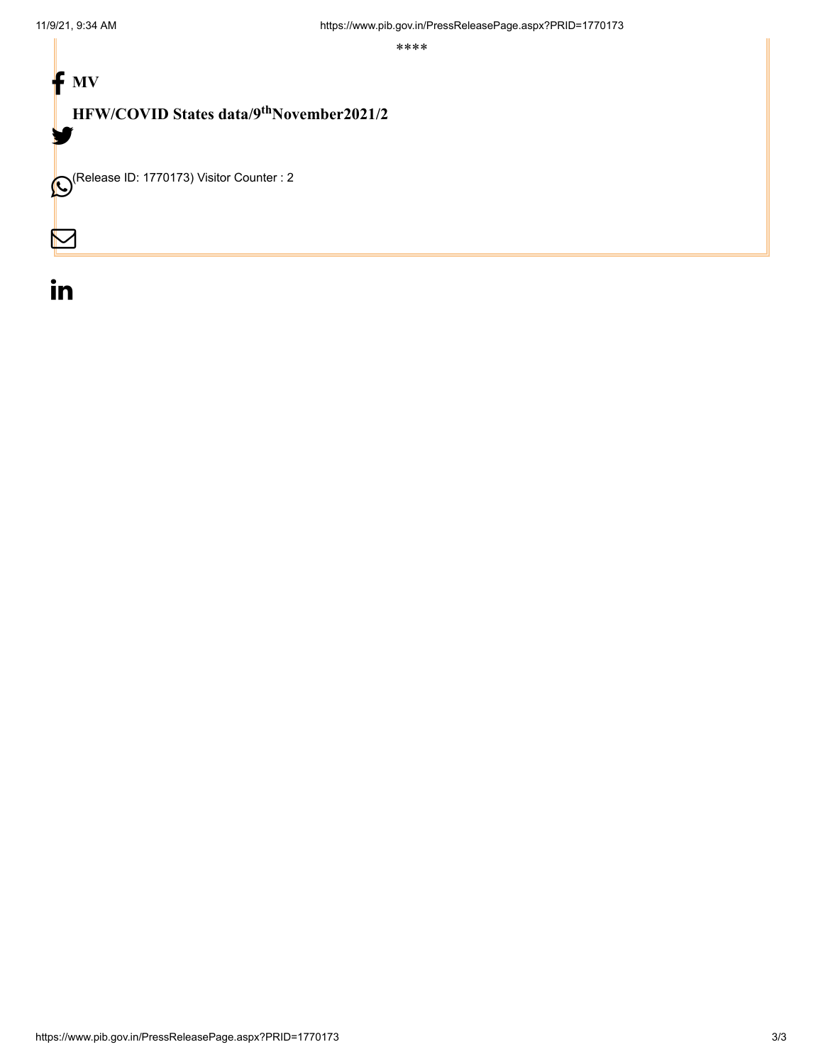\*\*\*\*

**MV**

**HFW/COVID States data/9thNovember2021/2**

(Release ID: 1770173) Visitor Counter : 2